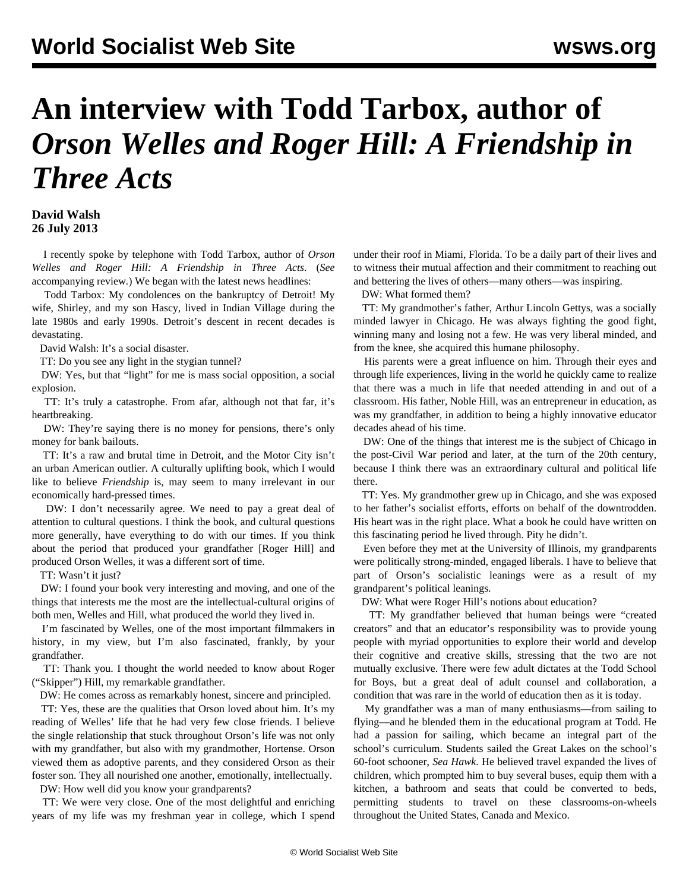# An interview with Todd Tarbox, author of *Orson Welles and Roger Hill: A Friendship in Three Acts*

**David Walsh**
**26 July 2013**

I recently spoke by telephone with Todd Tarbox, author of *Orson Welles and Roger Hill: A Friendship in Three Acts*. (*See* accompanying review.) We began with the latest news headlines:

Todd Tarbox: My condolences on the bankruptcy of Detroit! My wife, Shirley, and my son Hascy, lived in Indian Village during the late 1980s and early 1990s. Detroit's descent in recent decades is devastating.

David Walsh: It's a social disaster.

TT: Do you see any light in the stygian tunnel?

DW: Yes, but that "light" for me is mass social opposition, a social explosion.

TT: It's truly a catastrophe. From afar, although not that far, it's heartbreaking.

DW: They're saying there is no money for pensions, there's only money for bank bailouts.

TT: It's a raw and brutal time in Detroit, and the Motor City isn't an urban American outlier. A culturally uplifting book, which I would like to believe *Friendship* is, may seem to many irrelevant in our economically hard-pressed times.

DW: I don't necessarily agree. We need to pay a great deal of attention to cultural questions. I think the book, and cultural questions more generally, have everything to do with our times. If you think about the period that produced your grandfather [Roger Hill] and produced Orson Welles, it was a different sort of time.

TT: Wasn't it just?

DW: I found your book very interesting and moving, and one of the things that interests me the most are the intellectual-cultural origins of both men, Welles and Hill, what produced the world they lived in.

I'm fascinated by Welles, one of the most important filmmakers in history, in my view, but I'm also fascinated, frankly, by your grandfather.

TT: Thank you. I thought the world needed to know about Roger ("Skipper") Hill, my remarkable grandfather.

DW: He comes across as remarkably honest, sincere and principled.

TT: Yes, these are the qualities that Orson loved about him. It's my reading of Welles' life that he had very few close friends. I believe the single relationship that stuck throughout Orson's life was not only with my grandfather, but also with my grandmother, Hortense. Orson viewed them as adoptive parents, and they considered Orson as their foster son. They all nourished one another, emotionally, intellectually.

DW: How well did you know your grandparents?

TT: We were very close. One of the most delightful and enriching years of my life was my freshman year in college, which I spend under their roof in Miami, Florida. To be a daily part of their lives and to witness their mutual affection and their commitment to reaching out and bettering the lives of others—many others—was inspiring.

DW: What formed them?

TT: My grandmother's father, Arthur Lincoln Gettys, was a socially minded lawyer in Chicago. He was always fighting the good fight, winning many and losing not a few. He was very liberal minded, and from the knee, she acquired this humane philosophy.

His parents were a great influence on him. Through their eyes and through life experiences, living in the world he quickly came to realize that there was a much in life that needed attending in and out of a classroom. His father, Noble Hill, was an entrepreneur in education, as was my grandfather, in addition to being a highly innovative educator decades ahead of his time.

DW: One of the things that interest me is the subject of Chicago in the post-Civil War period and later, at the turn of the 20th century, because I think there was an extraordinary cultural and political life there.

TT: Yes. My grandmother grew up in Chicago, and she was exposed to her father's socialist efforts, efforts on behalf of the downtrodden. His heart was in the right place. What a book he could have written on this fascinating period he lived through. Pity he didn't.

Even before they met at the University of Illinois, my grandparents were politically strong-minded, engaged liberals. I have to believe that part of Orson's socialistic leanings were as a result of my grandparent's political leanings.

DW: What were Roger Hill's notions about education?

TT: My grandfather believed that human beings were "created creators" and that an educator's responsibility was to provide young people with myriad opportunities to explore their world and develop their cognitive and creative skills, stressing that the two are not mutually exclusive. There were few adult dictates at the Todd School for Boys, but a great deal of adult counsel and collaboration, a condition that was rare in the world of education then as it is today.

My grandfather was a man of many enthusiasms—from sailing to flying—and he blended them in the educational program at Todd. He had a passion for sailing, which became an integral part of the school's curriculum. Students sailed the Great Lakes on the school's 60-foot schooner, *Sea Hawk*. He believed travel expanded the lives of children, which prompted him to buy several buses, equip them with a kitchen, a bathroom and seats that could be converted to beds, permitting students to travel on these classrooms-on-wheels throughout the United States, Canada and Mexico.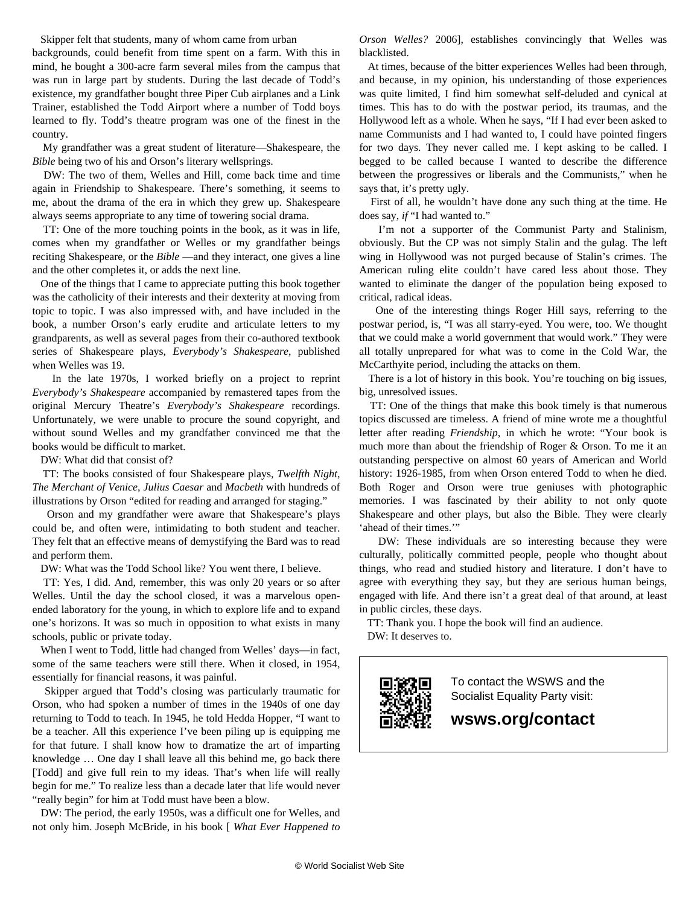Skipper felt that students, many of whom came from urban backgrounds, could benefit from time spent on a farm. With this in mind, he bought a 300-acre farm several miles from the campus that was run in large part by students. During the last decade of Todd's existence, my grandfather bought three Piper Cub airplanes and a Link Trainer, established the Todd Airport where a number of Todd boys learned to fly. Todd's theatre program was one of the finest in the country.

My grandfather was a great student of literature—Shakespeare, the *Bible* being two of his and Orson's literary wellsprings.

DW: The two of them, Welles and Hill, come back time and time again in Friendship to Shakespeare. There's something, it seems to me, about the drama of the era in which they grew up. Shakespeare always seems appropriate to any time of towering social drama.

TT: One of the more touching points in the book, as it was in life, comes when my grandfather or Welles or my grandfather beings reciting Shakespeare, or the *Bible* —and they interact, one gives a line and the other completes it, or adds the next line.

One of the things that I came to appreciate putting this book together was the catholicity of their interests and their dexterity at moving from topic to topic. I was also impressed with, and have included in the book, a number Orson's early erudite and articulate letters to my grandparents, as well as several pages from their co-authored textbook series of Shakespeare plays, *Everybody's Shakespeare*, published when Welles was 19.

In the late 1970s, I worked briefly on a project to reprint *Everybody's Shakespeare* accompanied by remastered tapes from the original Mercury Theatre's *Everybody's Shakespeare* recordings. Unfortunately, we were unable to procure the sound copyright, and without sound Welles and my grandfather convinced me that the books would be difficult to market.

DW: What did that consist of?

TT: The books consisted of four Shakespeare plays, *Twelfth Night*, *The Merchant of Venice*, *Julius Caesar* and *Macbeth* with hundreds of illustrations by Orson "edited for reading and arranged for staging."

Orson and my grandfather were aware that Shakespeare's plays could be, and often were, intimidating to both student and teacher. They felt that an effective means of demystifying the Bard was to read and perform them.

DW: What was the Todd School like? You went there, I believe.

TT: Yes, I did. And, remember, this was only 20 years or so after Welles. Until the day the school closed, it was a marvelous open-ended laboratory for the young, in which to explore life and to expand one's horizons. It was so much in opposition to what exists in many schools, public or private today.

When I went to Todd, little had changed from Welles' days—in fact, some of the same teachers were still there. When it closed, in 1954, essentially for financial reasons, it was painful.

Skipper argued that Todd's closing was particularly traumatic for Orson, who had spoken a number of times in the 1940s of one day returning to Todd to teach. In 1945, he told Hedda Hopper, "I want to be a teacher. All this experience I've been piling up is equipping me for that future. I shall know how to dramatize the art of imparting knowledge … One day I shall leave all this behind me, go back there [Todd] and give full rein to my ideas. That's when life will really begin for me." To realize less than a decade later that life would never "really begin" for him at Todd must have been a blow.

DW: The period, the early 1950s, was a difficult one for Welles, and not only him. Joseph McBride, in his book [ *What Ever Happened to Orson Welles?* 2006], establishes convincingly that Welles was blacklisted.

At times, because of the bitter experiences Welles had been through, and because, in my opinion, his understanding of those experiences was quite limited, I find him somewhat self-deluded and cynical at times. This has to do with the postwar period, its traumas, and the Hollywood left as a whole. When he says, "If I had ever been asked to name Communists and I had wanted to, I could have pointed fingers for two days. They never called me. I kept asking to be called. I begged to be called because I wanted to describe the difference between the progressives or liberals and the Communists," when he says that, it's pretty ugly.

First of all, he wouldn't have done any such thing at the time. He does say, *if* "I had wanted to."

I'm not a supporter of the Communist Party and Stalinism, obviously. But the CP was not simply Stalin and the gulag. The left wing in Hollywood was not purged because of Stalin's crimes. The American ruling elite couldn't have cared less about those. They wanted to eliminate the danger of the population being exposed to critical, radical ideas.

One of the interesting things Roger Hill says, referring to the postwar period, is, "I was all starry-eyed. You were, too. We thought that we could make a world government that would work." They were all totally unprepared for what was to come in the Cold War, the McCarthyite period, including the attacks on them.

There is a lot of history in this book. You're touching on big issues, big, unresolved issues.

TT: One of the things that make this book timely is that numerous topics discussed are timeless. A friend of mine wrote me a thoughtful letter after reading *Friendship*, in which he wrote: "Your book is much more than about the friendship of Roger & Orson. To me it an outstanding perspective on almost 60 years of American and World history: 1926-1985, from when Orson entered Todd to when he died. Both Roger and Orson were true geniuses with photographic memories. I was fascinated by their ability to not only quote Shakespeare and other plays, but also the Bible. They were clearly 'ahead of their times.'"

DW: These individuals are so interesting because they were culturally, politically committed people, people who thought about things, who read and studied history and literature. I don't have to agree with everything they say, but they are serious human beings, engaged with life. And there isn't a great deal of that around, at least in public circles, these days.

TT: Thank you. I hope the book will find an audience.

DW: It deserves to.

To contact the WSWS and the Socialist Equality Party visit:

**wsws.org/contact**